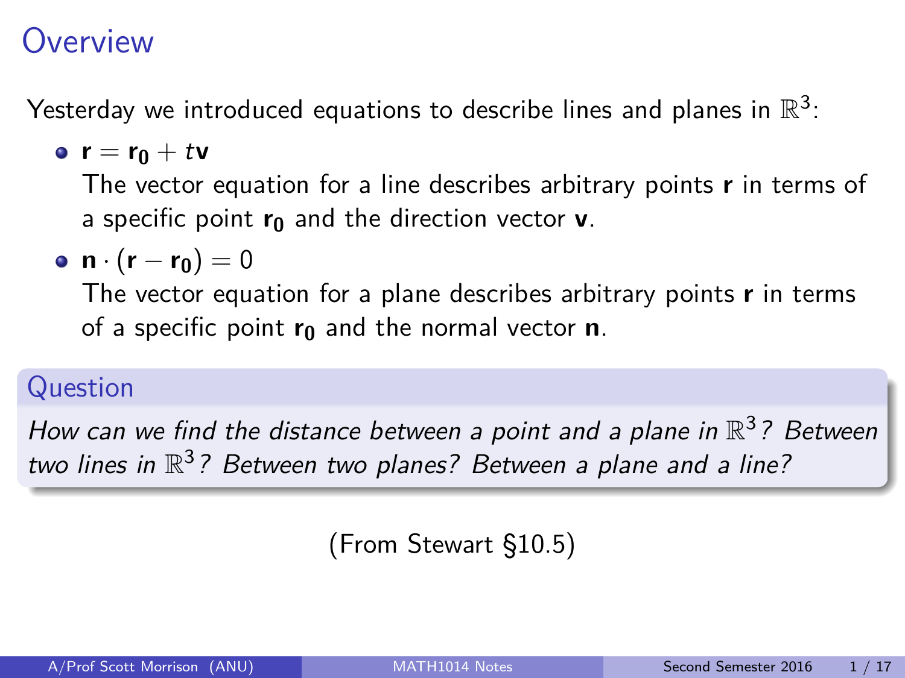# Overview

Yesterday we introduced equations to describe lines and planes in $\mathbb{R}^3$:

- $\mathbf{r} = \mathbf{r_0} + t\mathbf{v}$
  The vector equation for a line describes arbitrary points $\mathbf{r}$ in terms of a specific point $\mathbf{r_0}$ and the direction vector $\mathbf{v}$.
- $\mathbf{n} \cdot (\mathbf{r} - \mathbf{r_0}) = 0$
  The vector equation for a plane describes arbitrary points $\mathbf{r}$ in terms of a specific point $\mathbf{r_0}$ and the normal vector $\mathbf{n}$.

**Question**

*How can we find the distance between a point and a plane in $\mathbb{R}^3$? Between two lines in $\mathbb{R}^3$? Between two planes? Between a plane and a line?*

(From Stewart §10.5)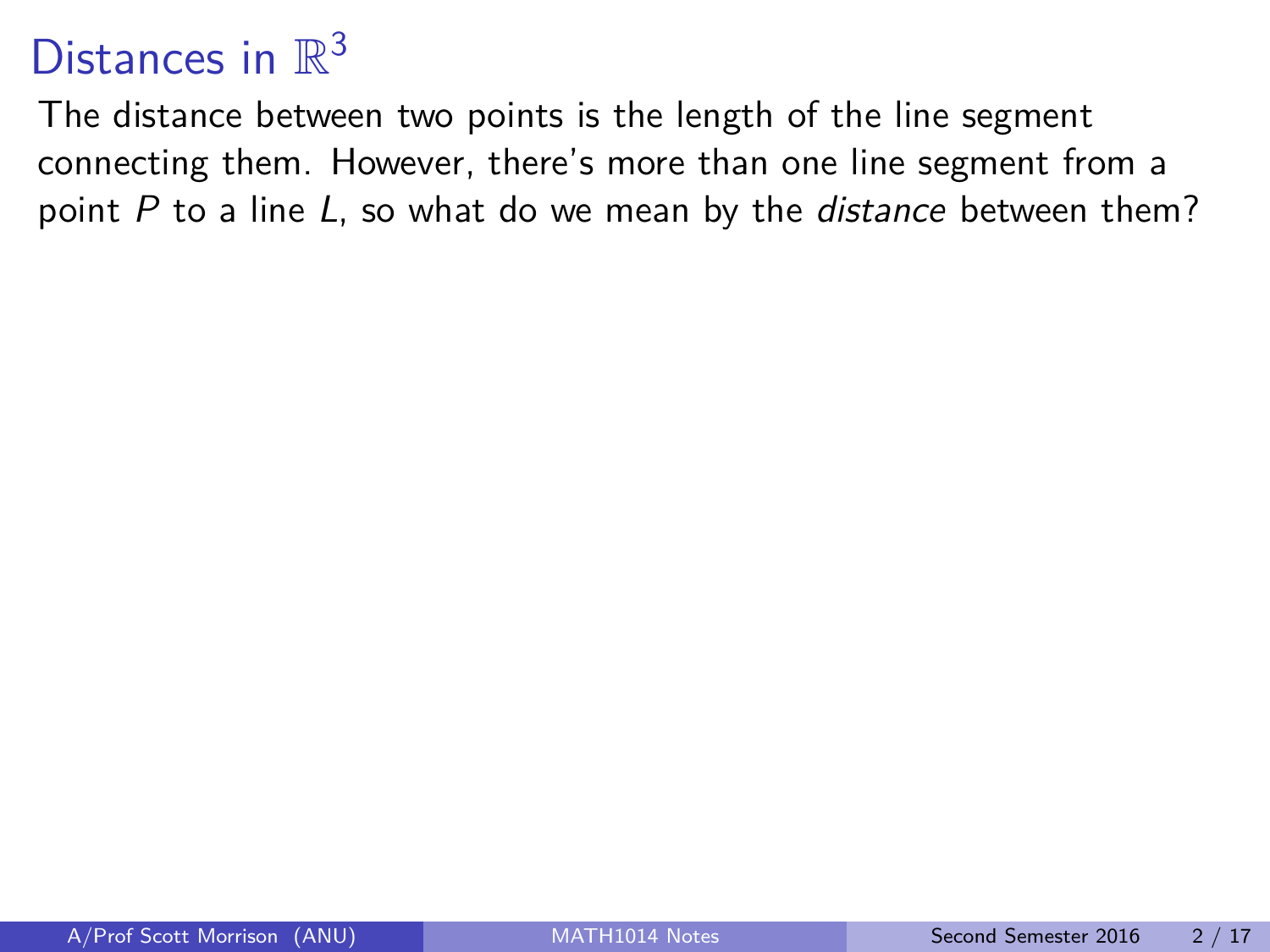# Distances in $\mathbb{R}^3$

The distance between two points is the length of the line segment connecting them. However, there's more than one line segment from a point $P$ to a line $L$, so what do we mean by the *distance* between them?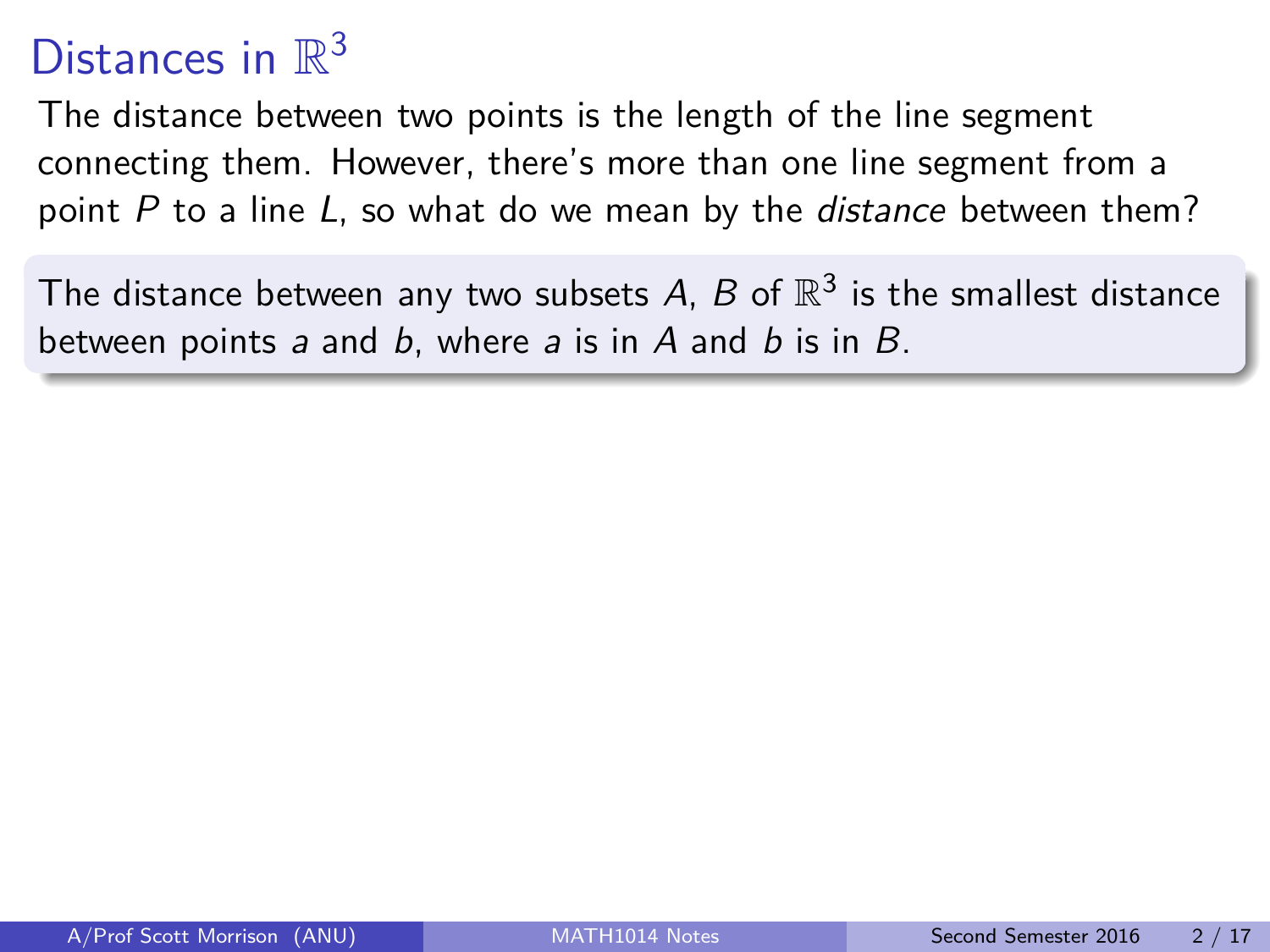# Distances in $\mathbb{R}^3$

The distance between two points is the length of the line segment connecting them. However, there's more than one line segment from a point $P$ to a line $L$, so what do we mean by the *distance* between them?

The distance between any two subsets $A$, $B$ of $\mathbb{R}^3$ is the smallest distance between points $a$ and $b$, where $a$ is in $A$ and $b$ is in $B$.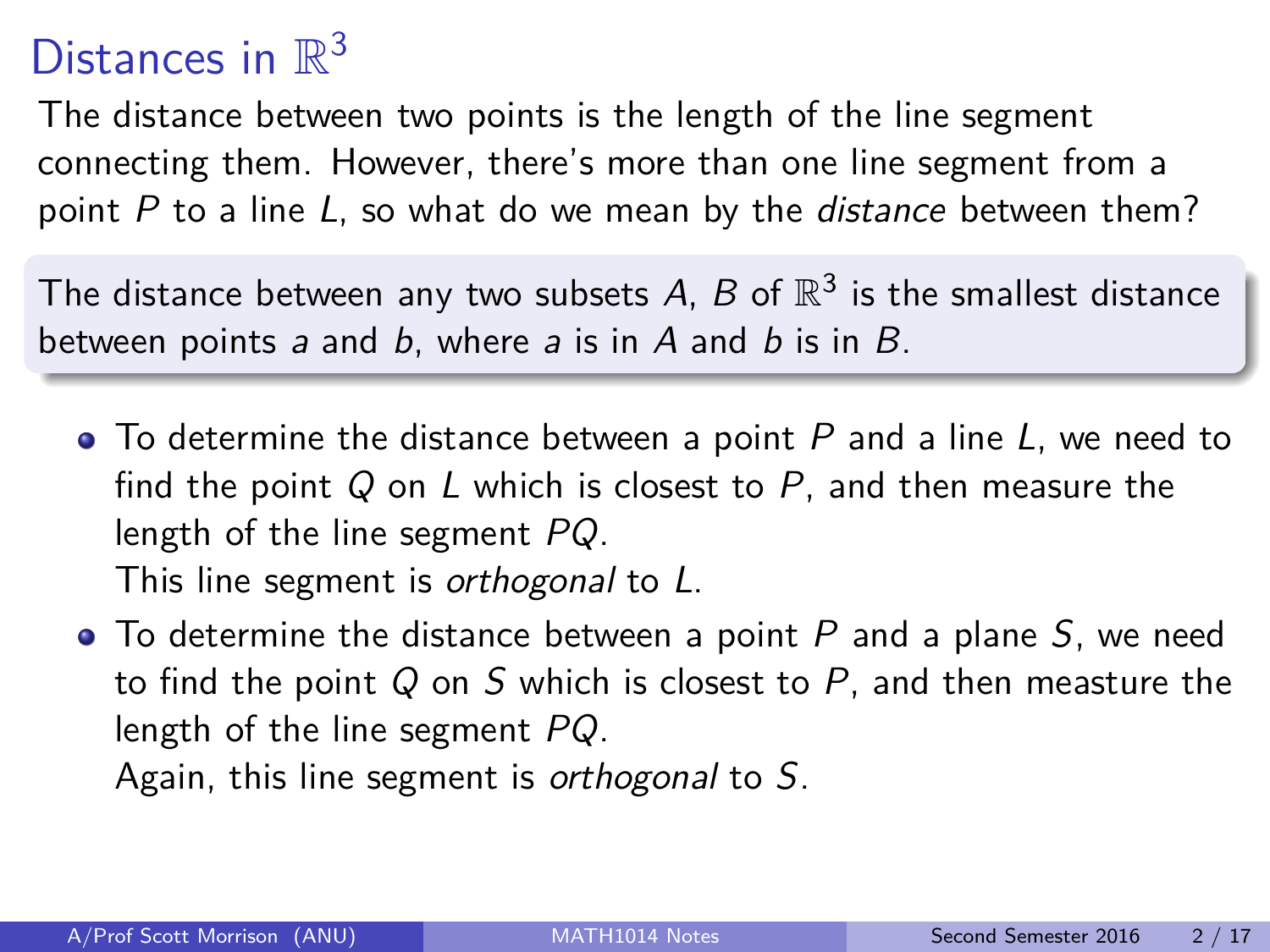# Distances in $\mathbb{R}^3$

The distance between two points is the length of the line segment connecting them. However, there's more than one line segment from a point $P$ to a line $L$, so what do we mean by the *distance* between them?

> The distance between any two subsets $A$, $B$ of $\mathbb{R}^3$ is the smallest distance between points $a$ and $b$, where $a$ is in $A$ and $b$ is in $B$.

- To determine the distance between a point $P$ and a line $L$, we need to find the point $Q$ on $L$ which is closest to $P$, and then measure the length of the line segment $PQ$.
  This line segment is *orthogonal* to $L$.
- To determine the distance between a point $P$ and a plane $S$, we need to find the point $Q$ on $S$ which is closest to $P$, and then measure the length of the line segment $PQ$.
  Again, this line segment is *orthogonal* to $S$.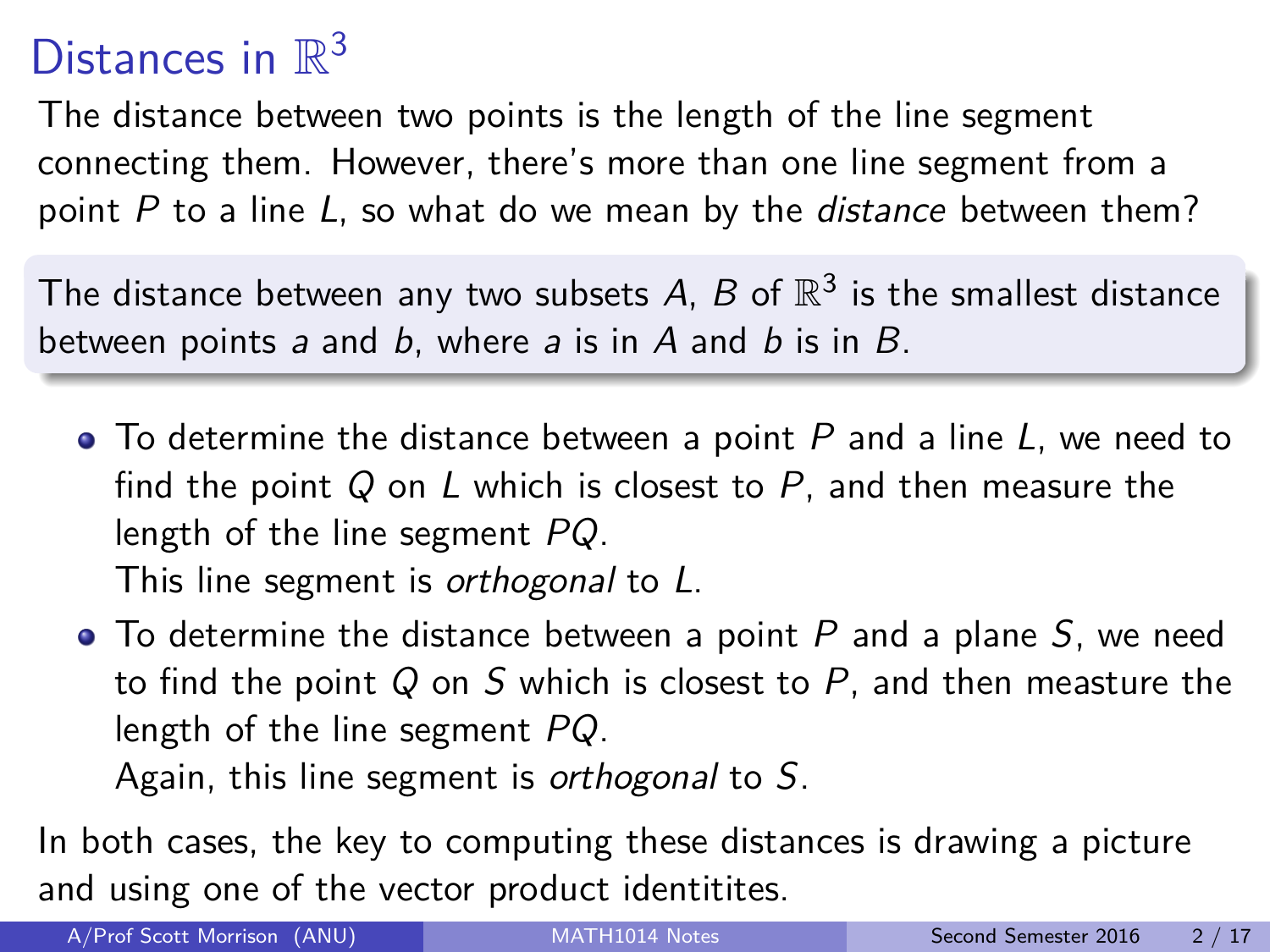# Distances in $\mathbb{R}^3$

The distance between two points is the length of the line segment connecting them. However, there's more than one line segment from a point $P$ to a line $L$, so what do we mean by the *distance* between them?

> The distance between any two subsets $A$, $B$ of $\mathbb{R}^3$ is the smallest distance between points $a$ and $b$, where $a$ is in $A$ and $b$ is in $B$.

- To determine the distance between a point $P$ and a line $L$, we need to find the point $Q$ on $L$ which is closest to $P$, and then measure the length of the line segment $PQ$.
  This line segment is *orthogonal* to $L$.
- To determine the distance between a point $P$ and a plane $S$, we need to find the point $Q$ on $S$ which is closest to $P$, and then measure the length of the line segment $PQ$.
  Again, this line segment is *orthogonal* to $S$.

In both cases, the key to computing these distances is drawing a picture and using one of the vector product identitites.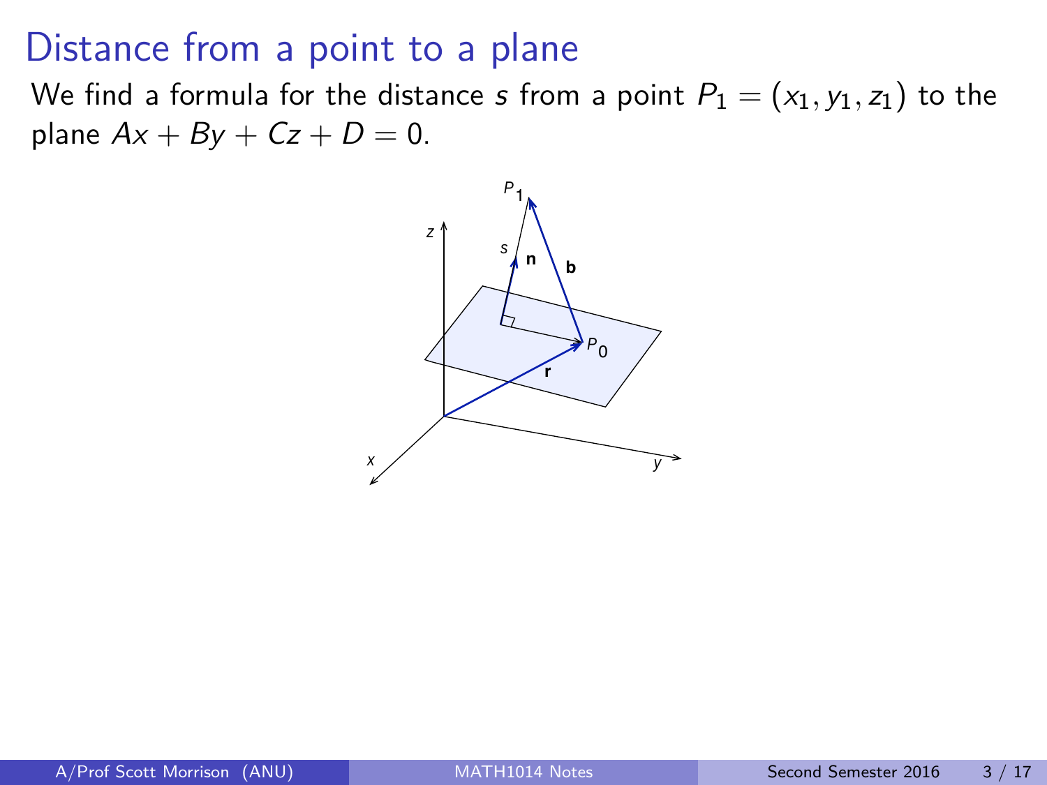# Distance from a point to a plane

We find a formula for the distance $s$ from a point $P_1 = (x_1, y_1, z_1)$ to the plane $Ax + By + Cz + D = 0$.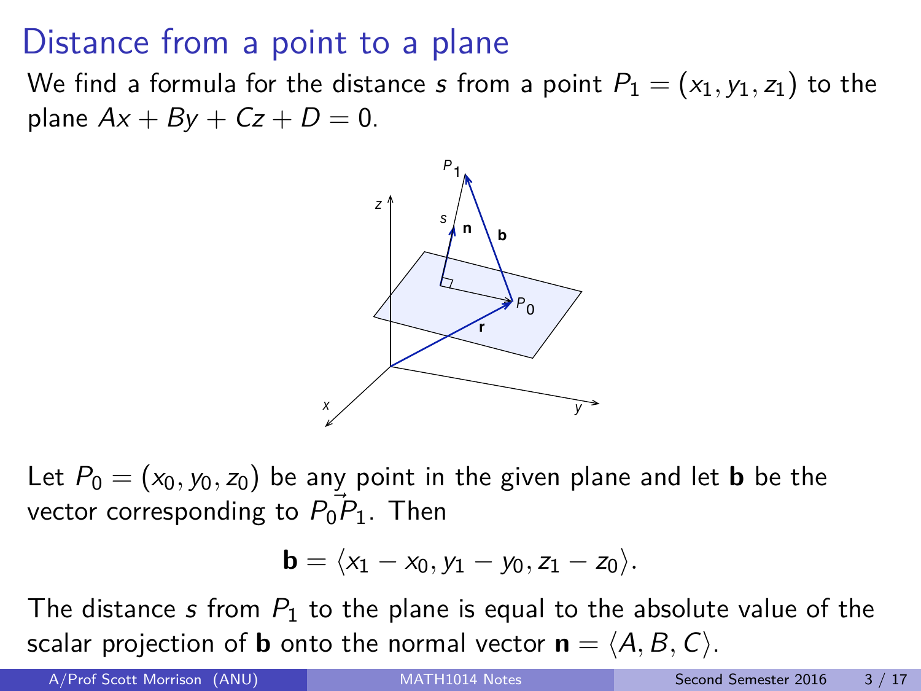# Distance from a point to a plane

We find a formula for the distance $s$ from a point $P_1 = (x_1, y_1, z_1)$ to the plane $Ax + By + Cz + D = 0$.

Let $P_0 = (x_0, y_0, z_0)$ be any point in the given plane and let $\mathbf{b}$ be the vector corresponding to $\vec{P_0 P_1}$. Then

$$\mathbf{b} = \langle x_1 - x_0, y_1 - y_0, z_1 - z_0 \rangle.$$

The distance $s$ from $P_1$ to the plane is equal to the absolute value of the scalar projection of $\mathbf{b}$ onto the normal vector $\mathbf{n} = \langle A, B, C \rangle$.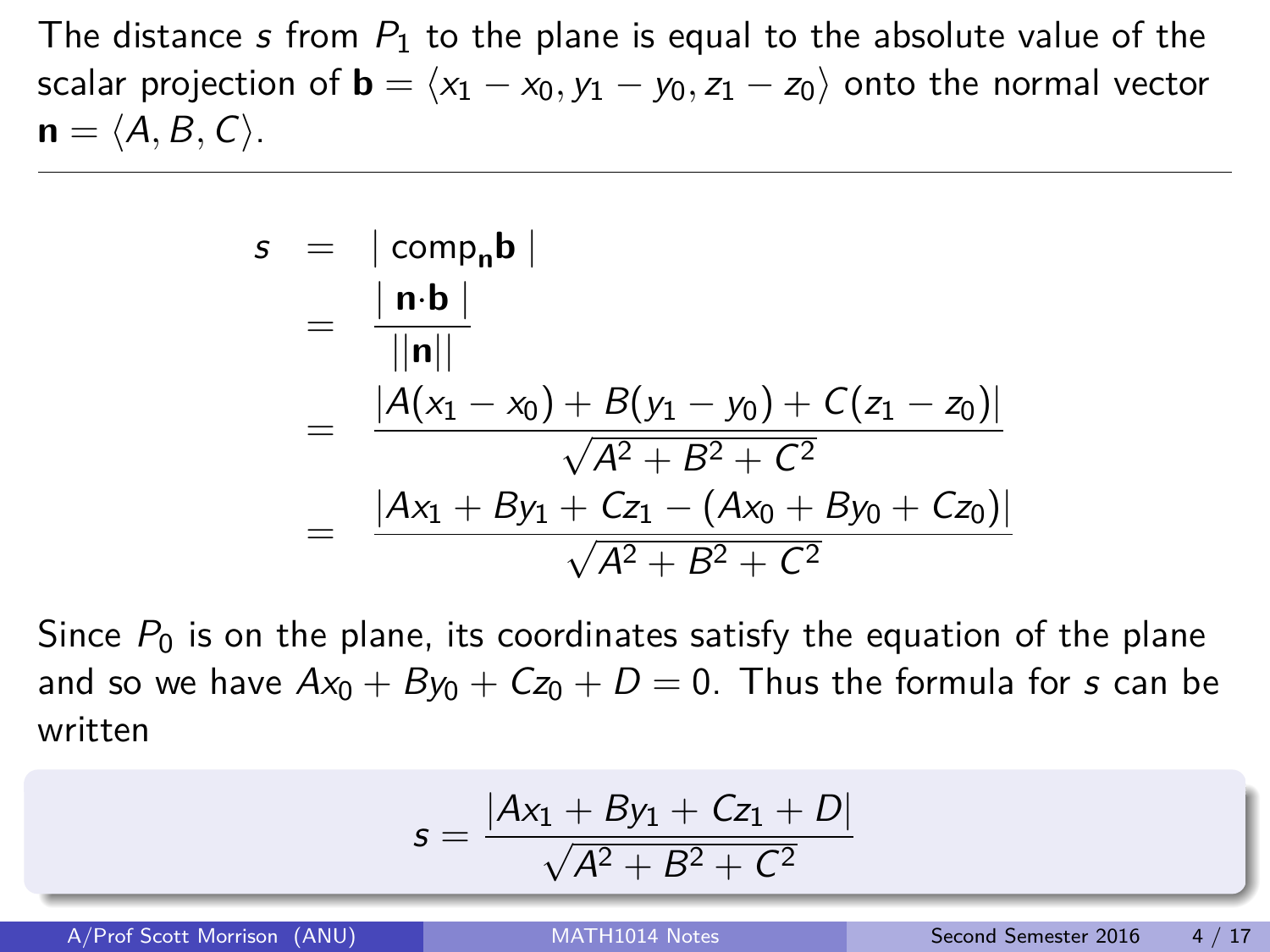The distance $s$ from $P_1$ to the plane is equal to the absolute value of the scalar projection of $\mathbf{b} = \langle x_1 - x_0, y_1 - y_0, z_1 - z_0 \rangle$ onto the normal vector $\mathbf{n} = \langle A, B, C \rangle$.

---

$$
\begin{aligned}
s &= |\ \mathrm{comp}_{\mathbf{n}} \mathbf{b}\ | \\
&= \frac{|\ \mathbf{n} \cdot \mathbf{b}\ |}{||\mathbf{n}||} \\
&= \frac{|A(x_1 - x_0) + B(y_1 - y_0) + C(z_1 - z_0)|}{\sqrt{A^2 + B^2 + C^2}} \\
&= \frac{|Ax_1 + By_1 + Cz_1 - (Ax_0 + By_0 + Cz_0)|}{\sqrt{A^2 + B^2 + C^2}}
\end{aligned}
$$

Since $P_0$ is on the plane, its coordinates satisfy the equation of the plane and so we have $Ax_0 + By_0 + Cz_0 + D = 0$. Thus the formula for $s$ can be written

$$
s = \frac{|Ax_1 + By_1 + Cz_1 + D|}{\sqrt{A^2 + B^2 + C^2}}
$$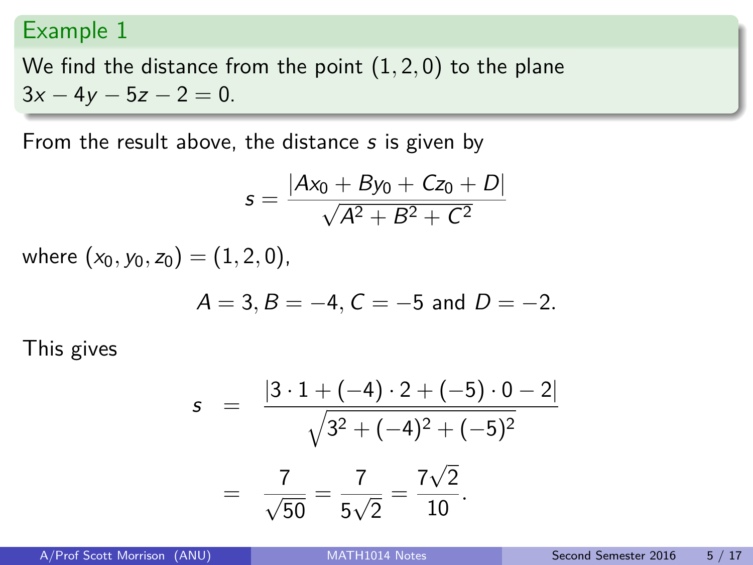## Example 1

We find the distance from the point $(1, 2, 0)$ to the plane $3x - 4y - 5z - 2 = 0$.

From the result above, the distance $s$ is given by

$$s = \frac{|Ax_0 + By_0 + Cz_0 + D|}{\sqrt{A^2 + B^2 + C^2}}$$

where $(x_0, y_0, z_0) = (1, 2, 0)$,

$$A = 3, B = -4, C = -5 \text{ and } D = -2.$$

This gives

$$\begin{aligned} s &= \frac{|3 \cdot 1 + (-4) \cdot 2 + (-5) \cdot 0 - 2|}{\sqrt{3^2 + (-4)^2 + (-5)^2}} \\ &= \frac{7}{\sqrt{50}} = \frac{7}{5\sqrt{2}} = \frac{7\sqrt{2}}{10}. \end{aligned}$$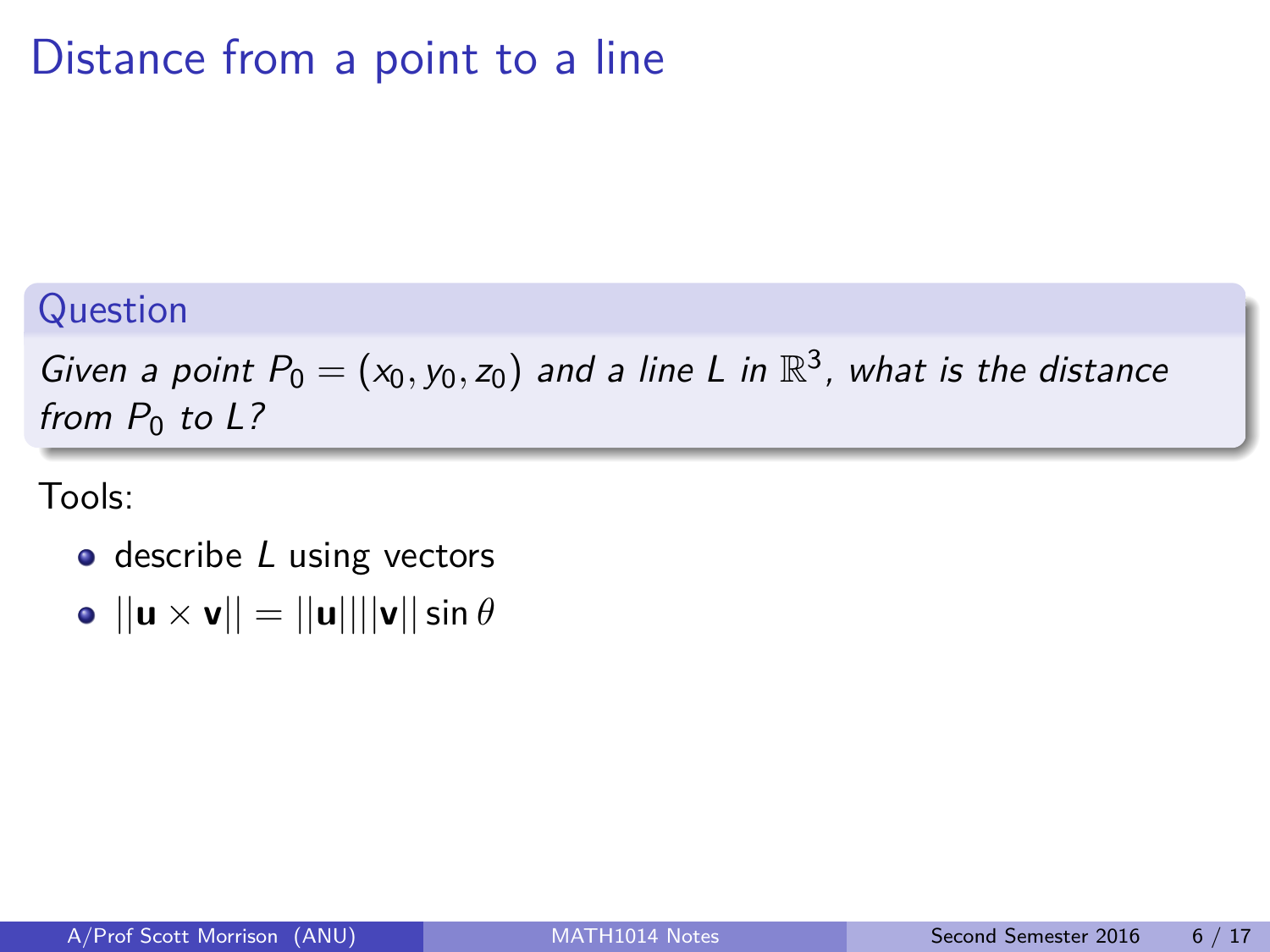# Distance from a point to a line

**Question**

*Given a point $P_0 = (x_0, y_0, z_0)$ and a line $L$ in $\mathbb{R}^3$, what is the distance from $P_0$ to $L$?*

Tools:

- describe $L$ using vectors
- $||\mathbf{u} \times \mathbf{v}|| = ||\mathbf{u}|| ||\mathbf{v}|| \sin \theta$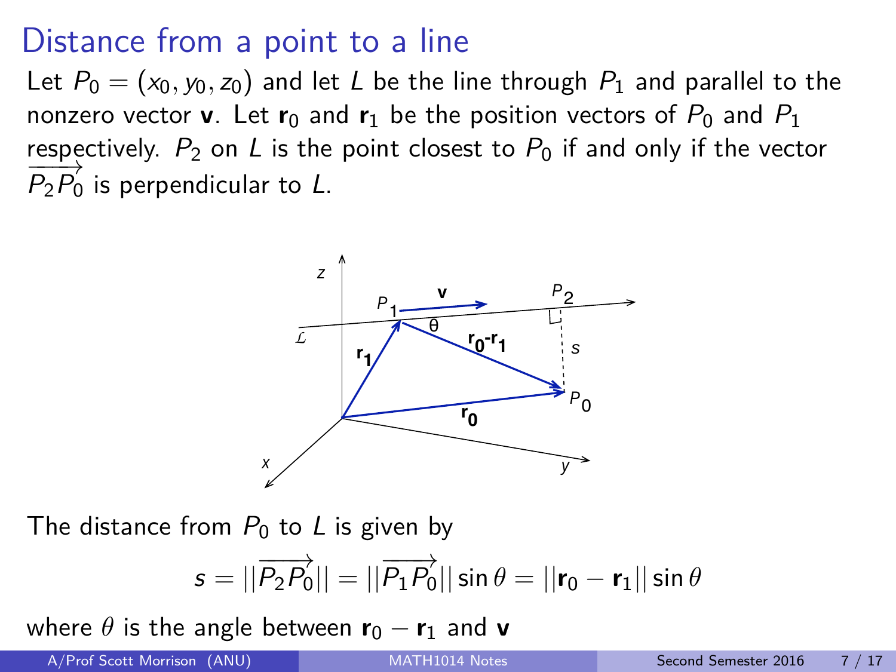# Distance from a point to a line

Let $P_0 = (x_0, y_0, z_0)$ and let $L$ be the line through $P_1$ and parallel to the nonzero vector $\mathbf{v}$. Let $\mathbf{r}_0$ and $\mathbf{r}_1$ be the position vectors of $P_0$ and $P_1$ respectively. $P_2$ on $L$ is the point closest to $P_0$ if and only if the vector $\overrightarrow{P_2P_0}$ is perpendicular to $L$.

The distance from $P_0$ to $L$ is given by

$$s = ||\overrightarrow{P_2P_0}|| = ||\overrightarrow{P_1P_0}|| \sin\theta = ||\mathbf{r}_0 - \mathbf{r}_1|| \sin\theta$$

where $\theta$ is the angle between $\mathbf{r}_0 - \mathbf{r}_1$ and $\mathbf{v}$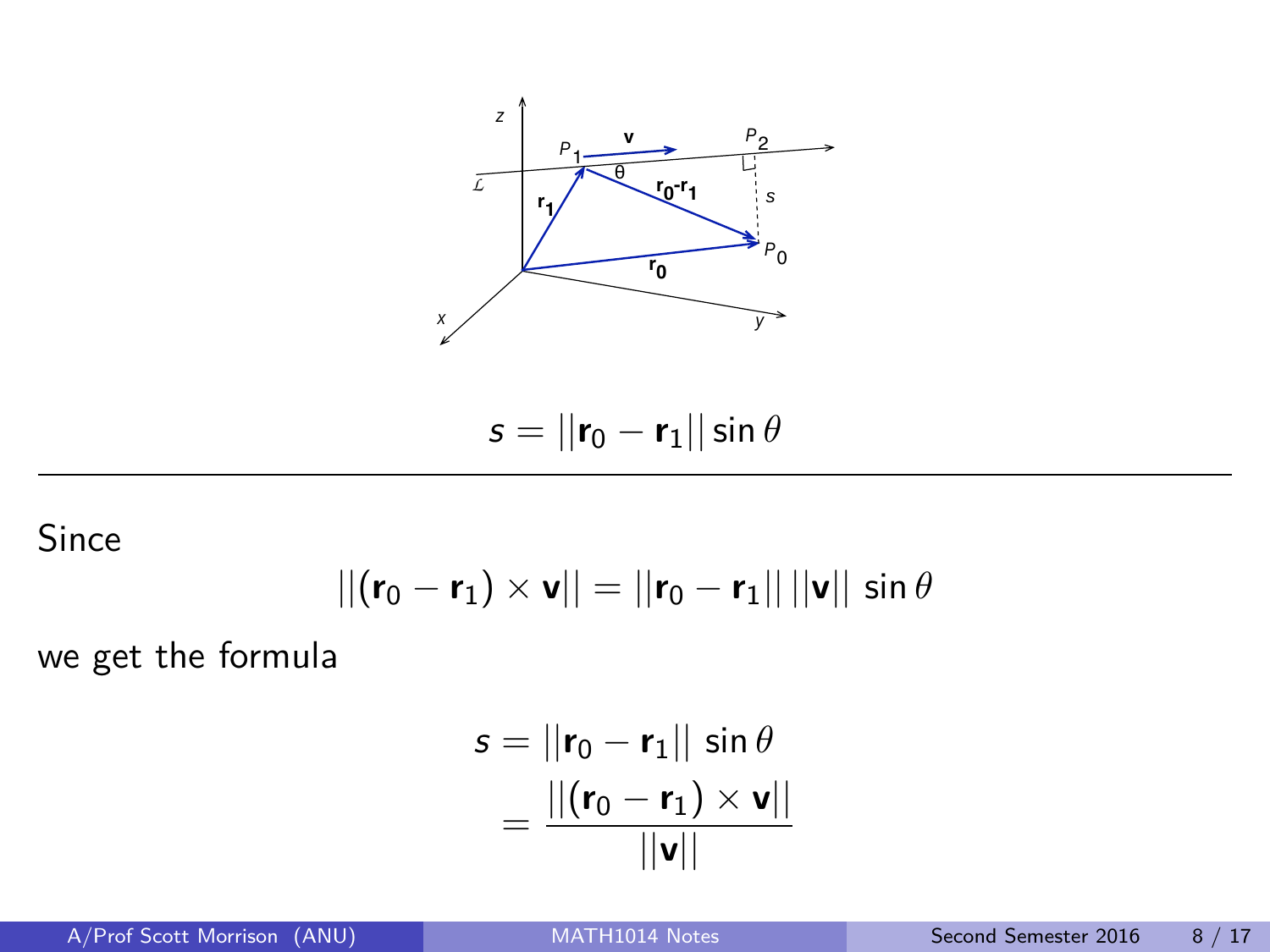$$s = ||\mathbf{r}_0 - \mathbf{r}_1|| \sin\theta$$

---

Since

$$||(\mathbf{r}_0 - \mathbf{r}_1) \times \mathbf{v}|| = ||\mathbf{r}_0 - \mathbf{r}_1|| \, ||\mathbf{v}|| \, \sin\theta$$

we get the formula

$$\begin{aligned} s &= ||\mathbf{r}_0 - \mathbf{r}_1|| \, \sin\theta \\ &= \frac{||(\mathbf{r}_0 - \mathbf{r}_1) \times \mathbf{v}||}{||\mathbf{v}||} \end{aligned}$$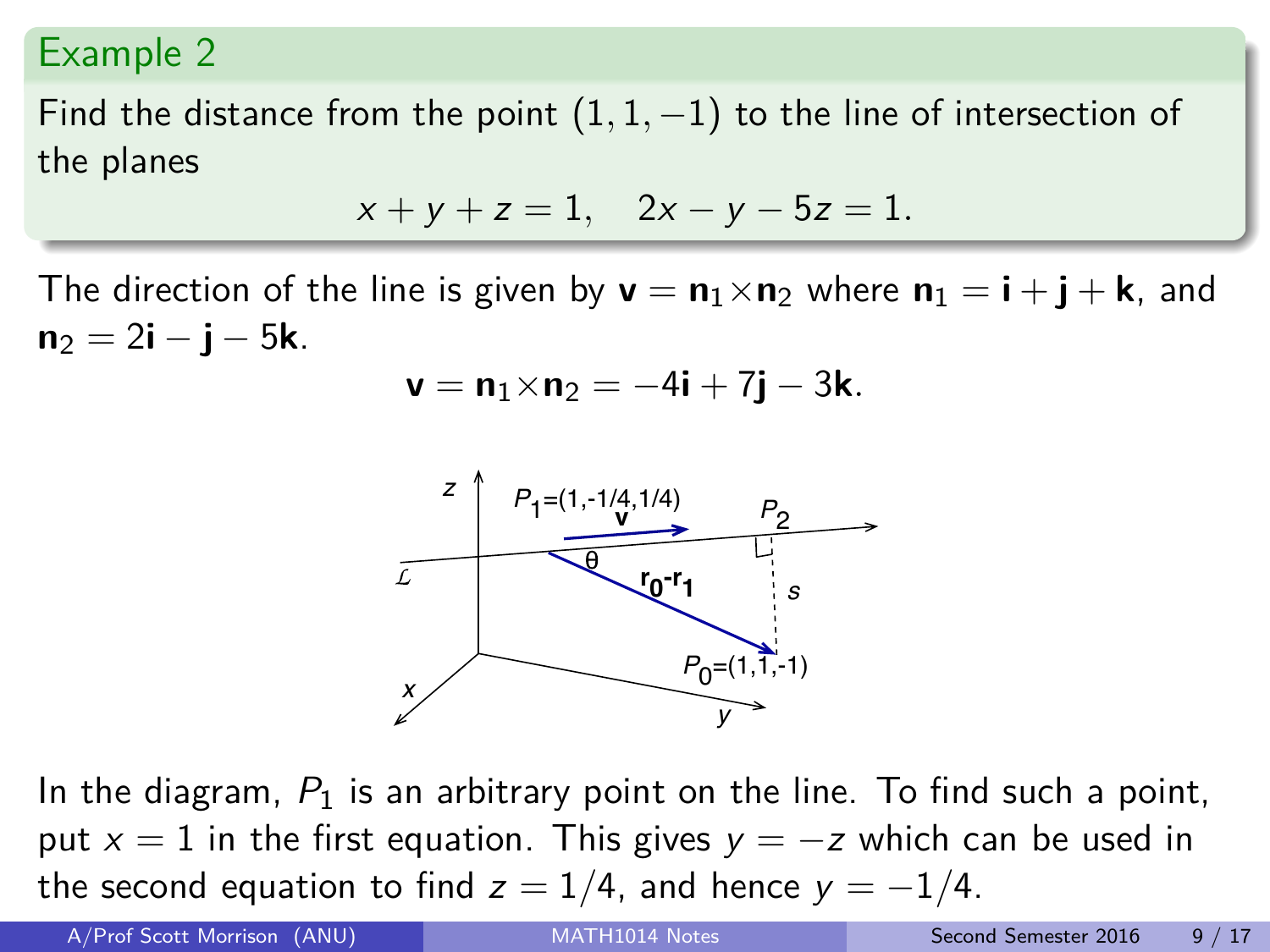## Example 2

Find the distance from the point $(1, 1, -1)$ to the line of intersection of the planes

$$x + y + z = 1, \quad 2x - y - 5z = 1.$$

The direction of the line is given by $\mathbf{v} = \mathbf{n}_1 \times \mathbf{n}_2$ where $\mathbf{n}_1 = \mathbf{i} + \mathbf{j} + \mathbf{k}$, and $\mathbf{n}_2 = 2\mathbf{i} - \mathbf{j} - 5\mathbf{k}$.

$$\mathbf{v} = \mathbf{n}_1 \times \mathbf{n}_2 = -4\mathbf{i} + 7\mathbf{j} - 3\mathbf{k}.$$

In the diagram, $P_1$ is an arbitrary point on the line. To find such a point, put $x = 1$ in the first equation. This gives $y = -z$ which can be used in the second equation to find $z = 1/4$, and hence $y = -1/4$.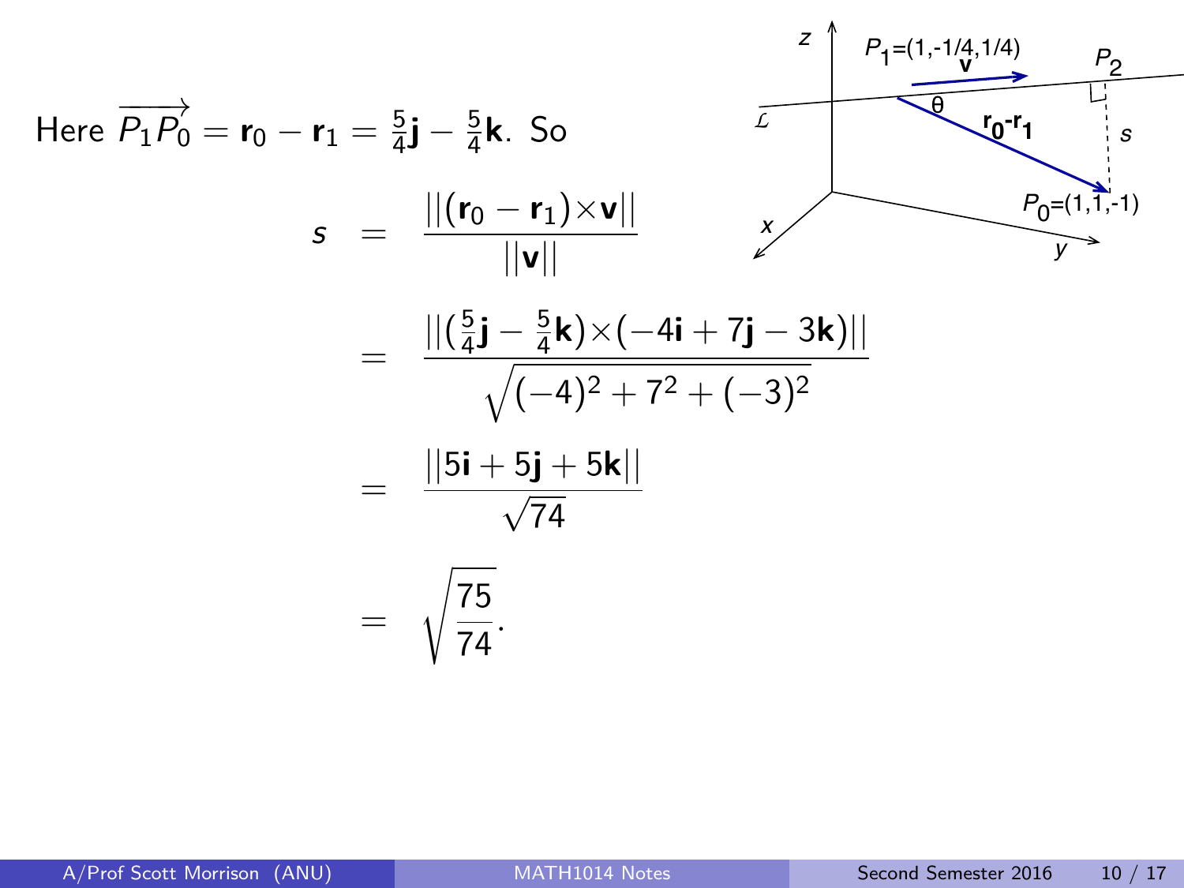Here $\overrightarrow{P_1P_0} = \mathbf{r}_0 - \mathbf{r}_1 = \frac{5}{4}\mathbf{j} - \frac{5}{4}\mathbf{k}$. So

$$
\begin{aligned}
s &= \frac{||(\mathbf{r}_0 - \mathbf{r}_1)\times\mathbf{v}||}{||\mathbf{v}||} \\
&= \frac{||(\frac{5}{4}\mathbf{j} - \frac{5}{4}\mathbf{k})\times(-4\mathbf{i} + 7\mathbf{j} - 3\mathbf{k})||}{\sqrt{(-4)^2 + 7^2 + (-3)^2}} \\
&= \frac{||5\mathbf{i} + 5\mathbf{j} + 5\mathbf{k}||}{\sqrt{74}} \\
&= \sqrt{\frac{75}{74}}.
\end{aligned}
$$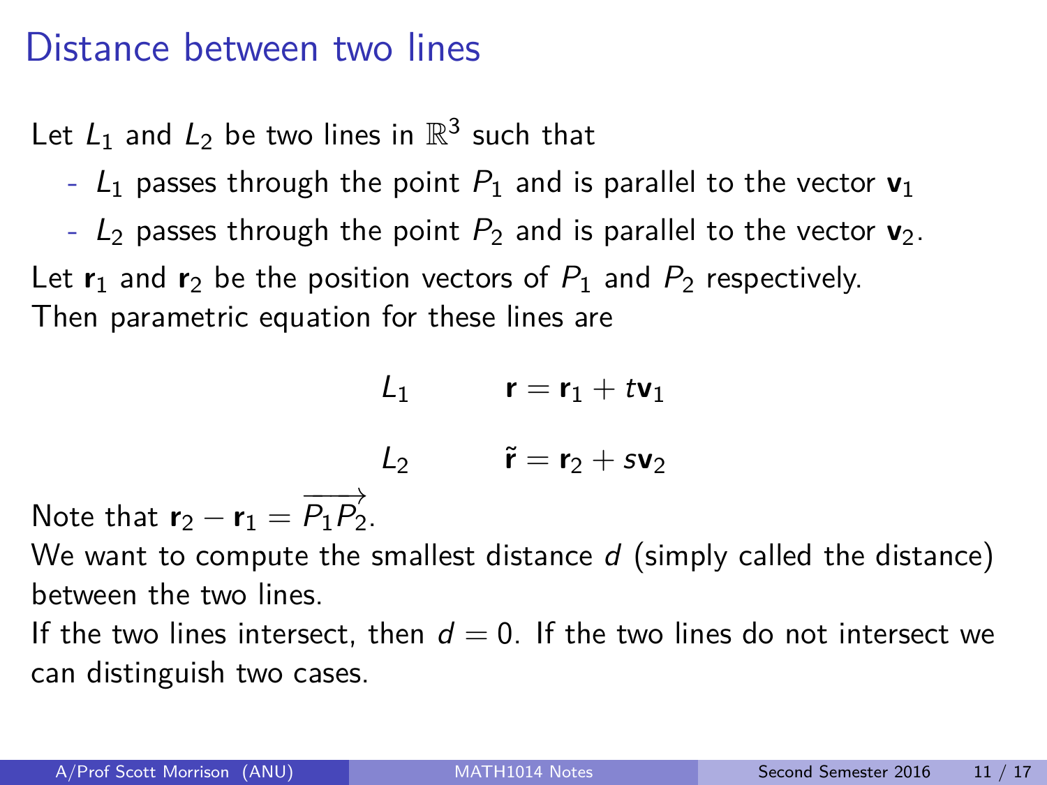# Distance between two lines

Let $L_1$ and $L_2$ be two lines in $\mathbb{R}^3$ such that

- $L_1$ passes through the point $P_1$ and is parallel to the vector $\mathbf{v}_1$
- $L_2$ passes through the point $P_2$ and is parallel to the vector $\mathbf{v}_2$.

Let $\mathbf{r}_1$ and $\mathbf{r}_2$ be the position vectors of $P_1$ and $P_2$ respectively.
Then parametric equation for these lines are

$$L_1 \qquad \mathbf{r} = \mathbf{r}_1 + t\mathbf{v}_1$$

$$L_2 \qquad \tilde{\mathbf{r}} = \mathbf{r}_2 + s\mathbf{v}_2$$

Note that $\mathbf{r}_2 - \mathbf{r}_1 = \overrightarrow{P_1P_2}$.
We want to compute the smallest distance $d$ (simply called the distance) between the two lines.
If the two lines intersect, then $d = 0$. If the two lines do not intersect we can distinguish two cases.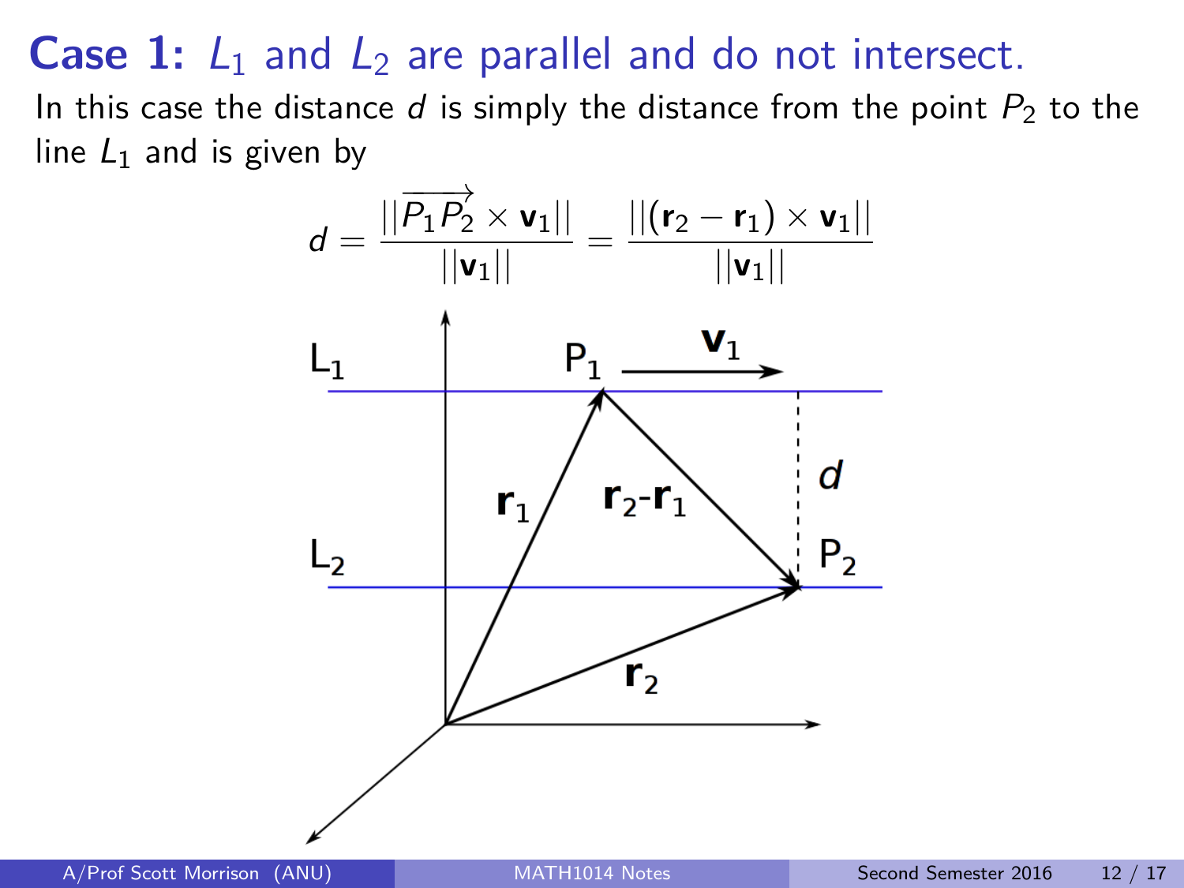## **Case 1:** $L_1$ and $L_2$ are parallel and do not intersect.

In this case the distance $d$ is simply the distance from the point $P_2$ to the line $L_1$ and is given by

$$d = \frac{||\overrightarrow{P_1P_2} \times \mathbf{v}_1||}{||\mathbf{v}_1||} = \frac{||(\mathbf{r}_2 - \mathbf{r}_1) \times \mathbf{v}_1||}{||\mathbf{v}_1||}$$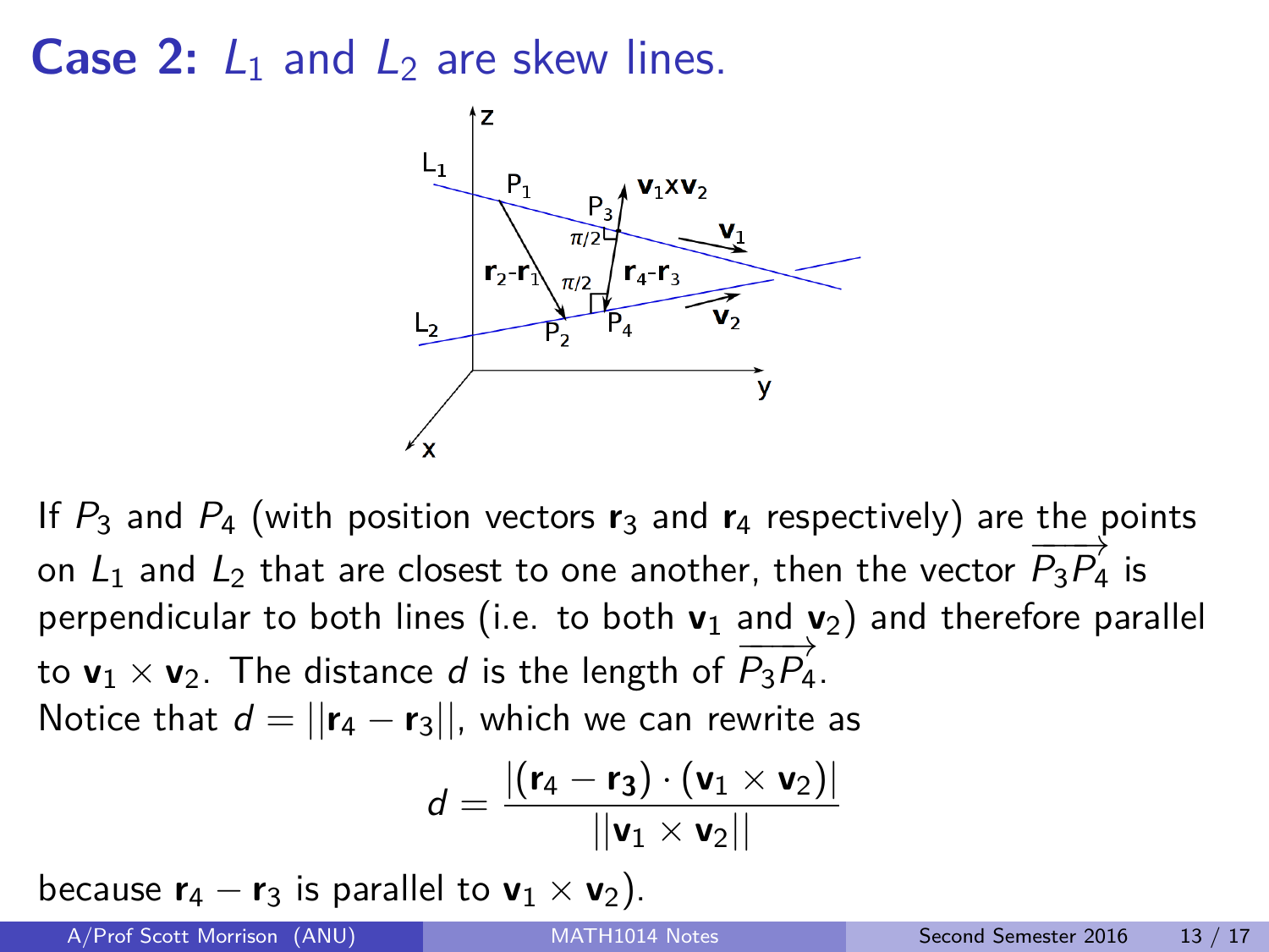# **Case 2:** $L_1$ and $L_2$ are skew lines.

If $P_3$ and $P_4$ (with position vectors $\mathbf{r}_3$ and $\mathbf{r}_4$ respectively) are the points on $L_1$ and $L_2$ that are closest to one another, then the vector $\overrightarrow{P_3P_4}$ is perpendicular to both lines (i.e. to both $\mathbf{v}_1$ and $\mathbf{v}_2$) and therefore parallel to $\mathbf{v}_1 \times \mathbf{v}_2$. The distance $d$ is the length of $\overrightarrow{P_3P_4}$.
Notice that $d = ||\mathbf{r}_4 - \mathbf{r}_3||$, which we can rewrite as

$$d = \frac{|(\mathbf{r}_4 - \mathbf{r}_3) \cdot (\mathbf{v}_1 \times \mathbf{v}_2)|}{||\mathbf{v}_1 \times \mathbf{v}_2||}$$

because $\mathbf{r}_4 - \mathbf{r}_3$ is parallel to $\mathbf{v}_1 \times \mathbf{v}_2$).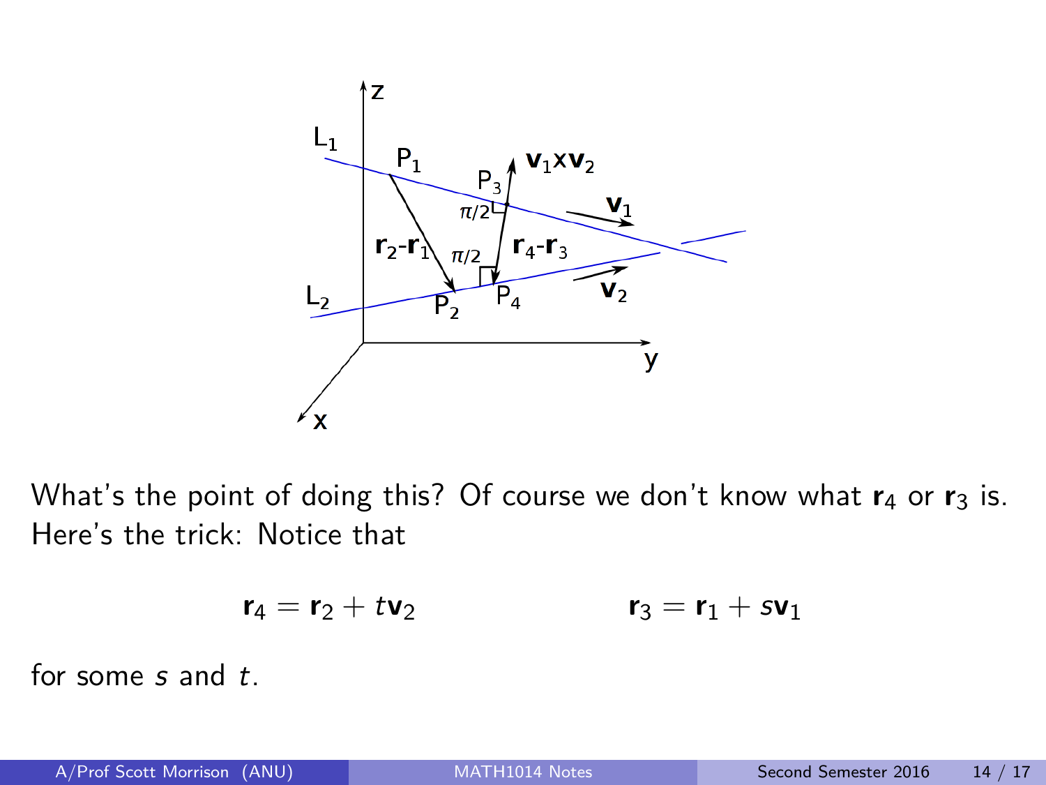What's the point of doing this? Of course we don't know what $\mathbf{r}_4$ or $\mathbf{r}_3$ is. Here's the trick: Notice that

$$\mathbf{r}_4 = \mathbf{r}_2 + t\mathbf{v}_2 \qquad\qquad \mathbf{r}_3 = \mathbf{r}_1 + s\mathbf{v}_1$$

for some $s$ and $t$.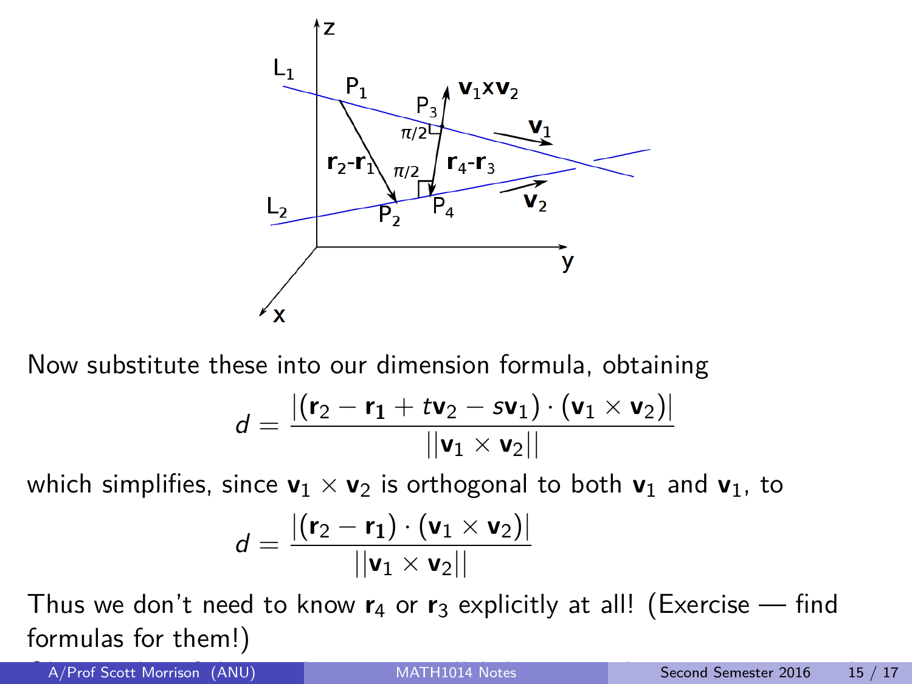Now substitute these into our dimension formula, obtaining

$$d = \frac{|(\mathbf{r}_2 - \mathbf{r_1} + t\mathbf{v}_2 - s\mathbf{v}_1) \cdot (\mathbf{v}_1 \times \mathbf{v}_2)|}{||\mathbf{v}_1 \times \mathbf{v}_2||}$$

which simplifies, since $\mathbf{v}_1 \times \mathbf{v}_2$ is orthogonal to both $\mathbf{v}_1$ and $\mathbf{v}_1$, to

$$d = \frac{|(\mathbf{r}_2 - \mathbf{r_1}) \cdot (\mathbf{v}_1 \times \mathbf{v}_2)|}{||\mathbf{v}_1 \times \mathbf{v}_2||}$$

Thus we don't need to know $\mathbf{r}_4$ or $\mathbf{r}_3$ explicitly at all! (Exercise — find formulas for them!)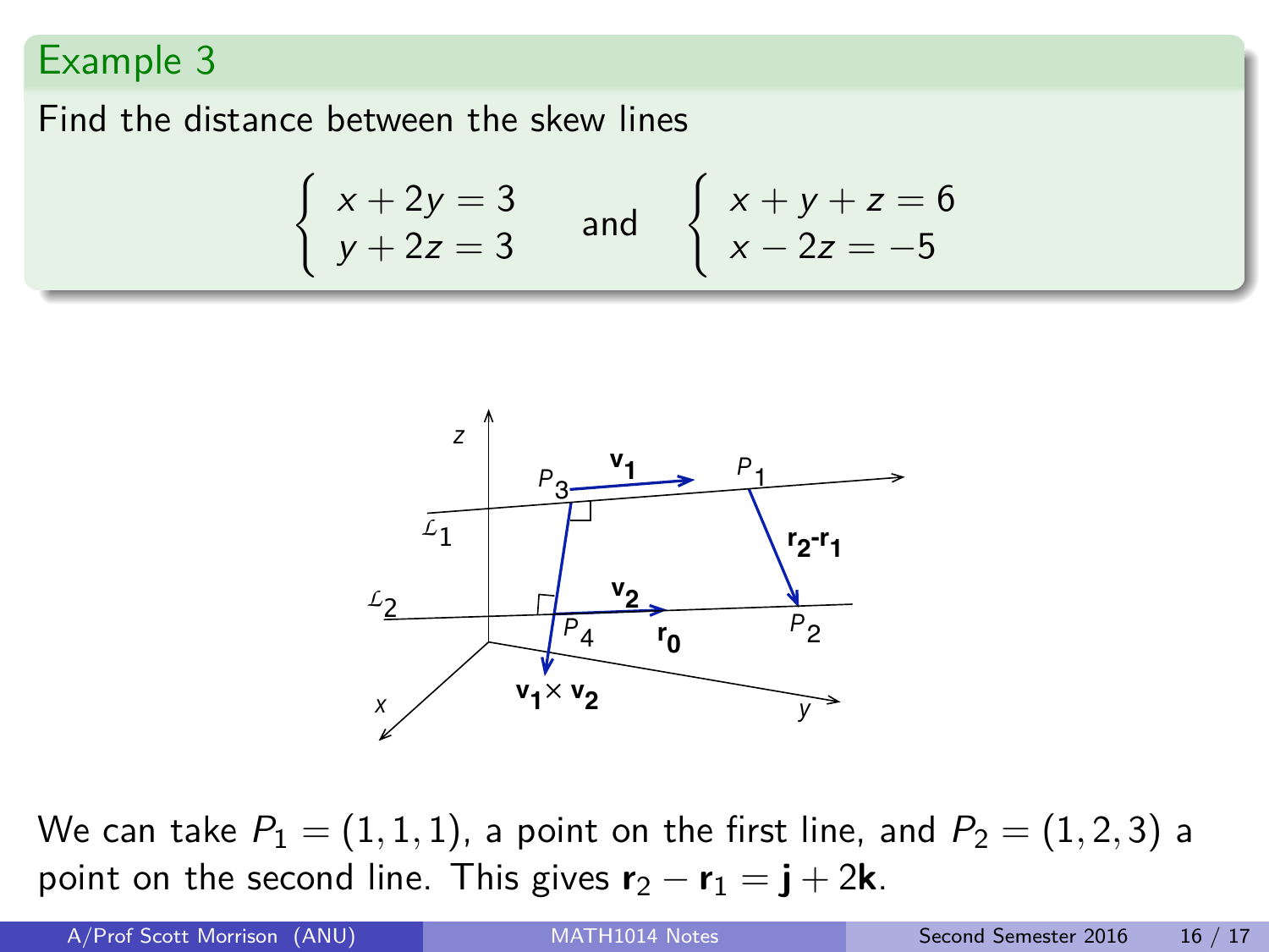## Example 3

Find the distance between the skew lines

$$\begin{cases} x + 2y = 3 \\ y + 2z = 3 \end{cases} \quad \text{and} \quad \begin{cases} x + y + z = 6 \\ x - 2z = -5 \end{cases}$$

We can take $P_1 = (1, 1, 1)$, a point on the first line, and $P_2 = (1, 2, 3)$ a point on the second line. This gives $\mathbf{r}_2 - \mathbf{r}_1 = \mathbf{j} + 2\mathbf{k}$.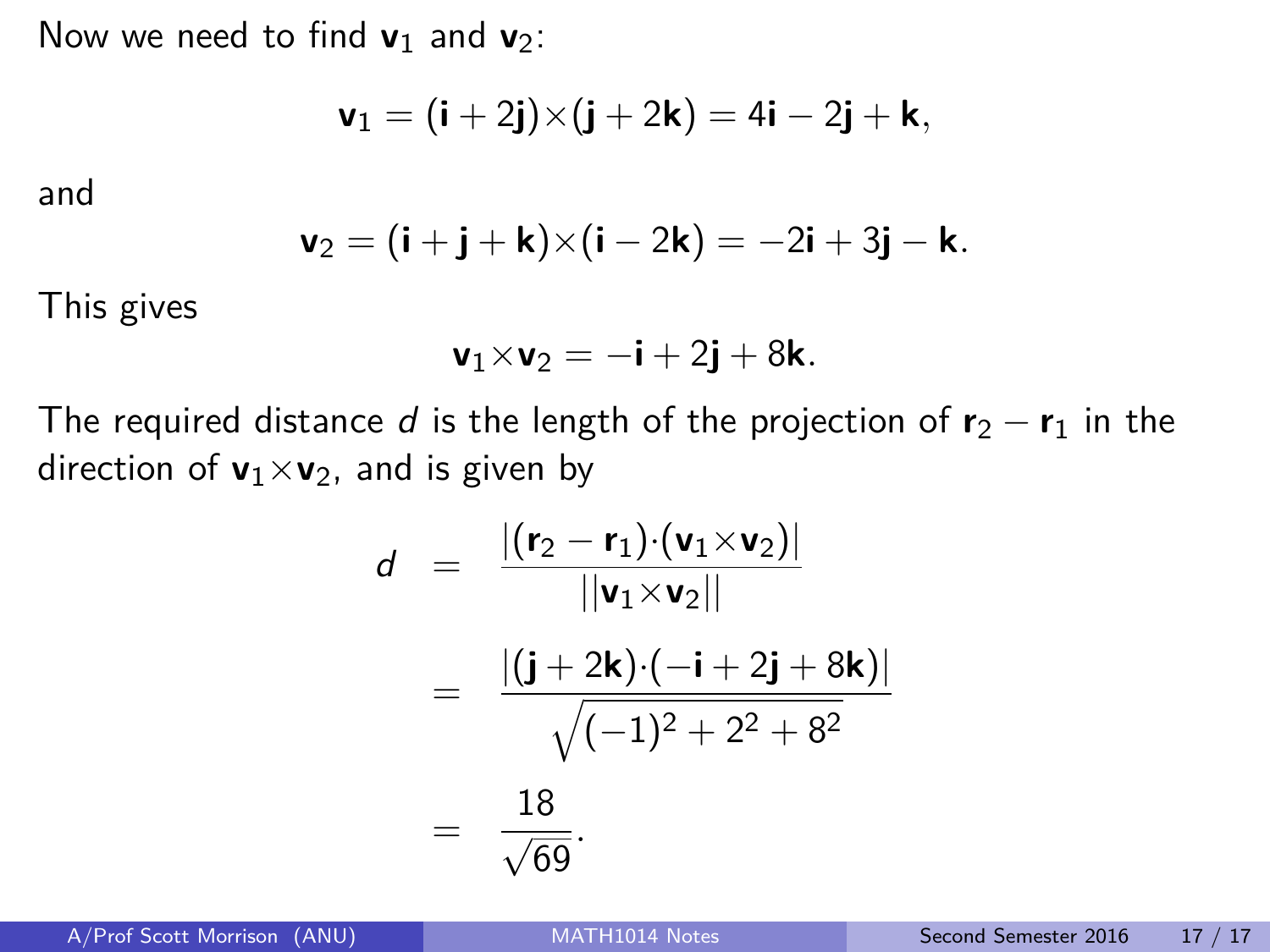Now we need to find $\mathbf{v}_1$ and $\mathbf{v}_2$:

$$\mathbf{v}_1 = (\mathbf{i} + 2\mathbf{j}) \times (\mathbf{j} + 2\mathbf{k}) = 4\mathbf{i} - 2\mathbf{j} + \mathbf{k},$$

and

$$\mathbf{v}_2 = (\mathbf{i} + \mathbf{j} + \mathbf{k}) \times (\mathbf{i} - 2\mathbf{k}) = -2\mathbf{i} + 3\mathbf{j} - \mathbf{k}.$$

This gives

$$\mathbf{v}_1 \times \mathbf{v}_2 = -\mathbf{i} + 2\mathbf{j} + 8\mathbf{k}.$$

The required distance $d$ is the length of the projection of $\mathbf{r}_2 - \mathbf{r}_1$ in the direction of $\mathbf{v}_1 \times \mathbf{v}_2$, and is given by

$$\begin{aligned}
d &= \frac{|(\mathbf{r}_2 - \mathbf{r}_1) \cdot (\mathbf{v}_1 \times \mathbf{v}_2)|}{||\mathbf{v}_1 \times \mathbf{v}_2||} \\
&= \frac{|(\mathbf{j} + 2\mathbf{k}) \cdot (-\mathbf{i} + 2\mathbf{j} + 8\mathbf{k})|}{\sqrt{(-1)^2 + 2^2 + 8^2}} \\
&= \frac{18}{\sqrt{69}}.
\end{aligned}$$